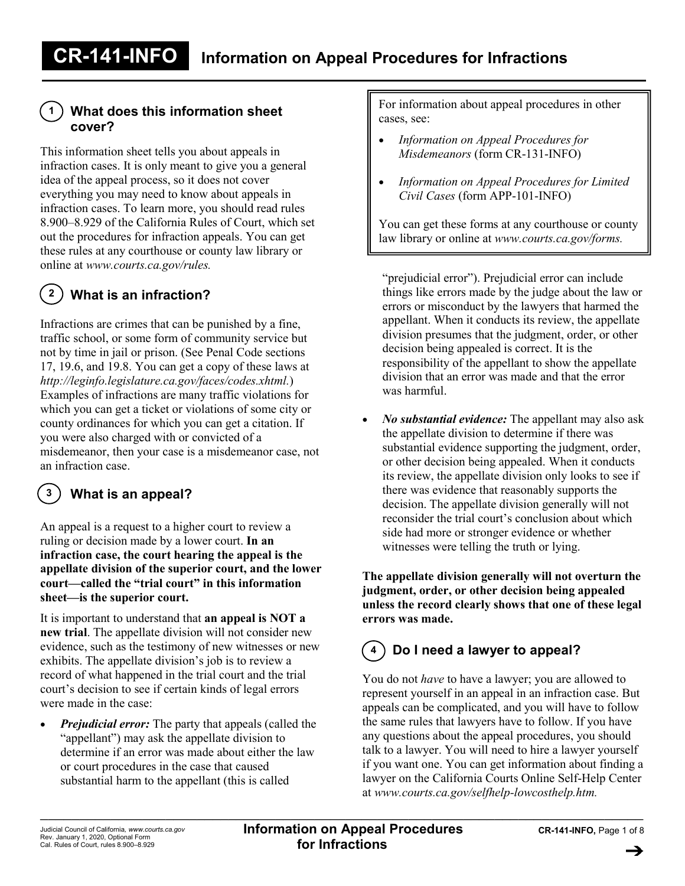# CR-141-INFO Information on Appeal Procedures for Infractions

## 1 What does this information sheet cover?

This information sheet tells you about appeals in infraction cases. It is only meant to give you a general idea of the appeal process, so it does not cover everything you may need to know about appeals in infraction cases. To learn more, you should read rules 8.900–8.929 of the California Rules of Court, which set out the procedures for infraction appeals. You can get these rules at any courthouse or county law library or online at *www.courts.ca.gov/rules.*

## 2 What is an infraction?

Infractions are crimes that can be punished by a fine, traffic school, or some form of community service but not by time in jail or prison. (See Penal Code sections 17, 19.6, and 19.8. You can get a copy of these laws at *http://leginfo.legislature.ca.gov/faces/codes.xhtml.*) Examples of infractions are many traffic violations for which you can get a ticket or violations of some city or county ordinances for which you can get a citation. If you were also charged with or convicted of a misdemeanor, then your case is a misdemeanor case, not an infraction case.

## 3 What is an appeal?

An appeal is a request to a higher court to review a ruling or decision made by a lower court. **In an infraction case, the court hearing the appeal is the appellate division of the superior court, and the lower court—called the "trial court" in this information sheet—is the superior court.**

It is important to understand that **an appeal is NOT a new trial**. The appellate division will not consider new evidence, such as the testimony of new witnesses or new exhibits. The appellate division's job is to review a record of what happened in the trial court and the trial court's decision to see if certain kinds of legal errors were made in the case:

- ***Prejudicial error:*** The party that appeals (called the "appellant") may ask the appellate division to determine if an error was made about either the law or court procedures in the case that caused substantial harm to the appellant (this is called "prejudicial error"). Prejudicial error can include things like errors made by the judge about the law or errors or misconduct by the lawyers that harmed the appellant. When it conducts its review, the appellate division presumes that the judgment, order, or other decision being appealed is correct. It is the responsibility of the appellant to show the appellate division that an error was made and that the error was harmful.
- ***No substantial evidence:*** The appellant may also ask the appellate division to determine if there was substantial evidence supporting the judgment, order, or other decision being appealed. When it conducts its review, the appellate division only looks to see if there was evidence that reasonably supports the decision. The appellate division generally will not reconsider the trial court's conclusion about which side had more or stronger evidence or whether witnesses were telling the truth or lying.

**The appellate division generally will not overturn the judgment, order, or other decision being appealed unless the record clearly shows that one of these legal errors was made.**

> For information about appeal procedures in other cases, see:
>
> - *Information on Appeal Procedures for Misdemeanors* (form CR-131-INFO)
> - *Information on Appeal Procedures for Limited Civil Cases* (form APP-101-INFO)
>
> You can get these forms at any courthouse or county law library or online at *www.courts.ca.gov/forms.*

## 4 Do I need a lawyer to appeal?

You do not *have* to have a lawyer; you are allowed to represent yourself in an appeal in an infraction case. But appeals can be complicated, and you will have to follow the same rules that lawyers have to follow. If you have any questions about the appeal procedures, you should talk to a lawyer. You will need to hire a lawyer yourself if you want one. You can get information about finding a lawyer on the California Courts Online Self-Help Center at *www.courts.ca.gov/selfhelp-lowcosthelp.htm.*

Judicial Council of California, *www.courts.ca.gov*
Rev. January 1, 2020, Optional Form
Cal. Rules of Court, rules 8.900–8.929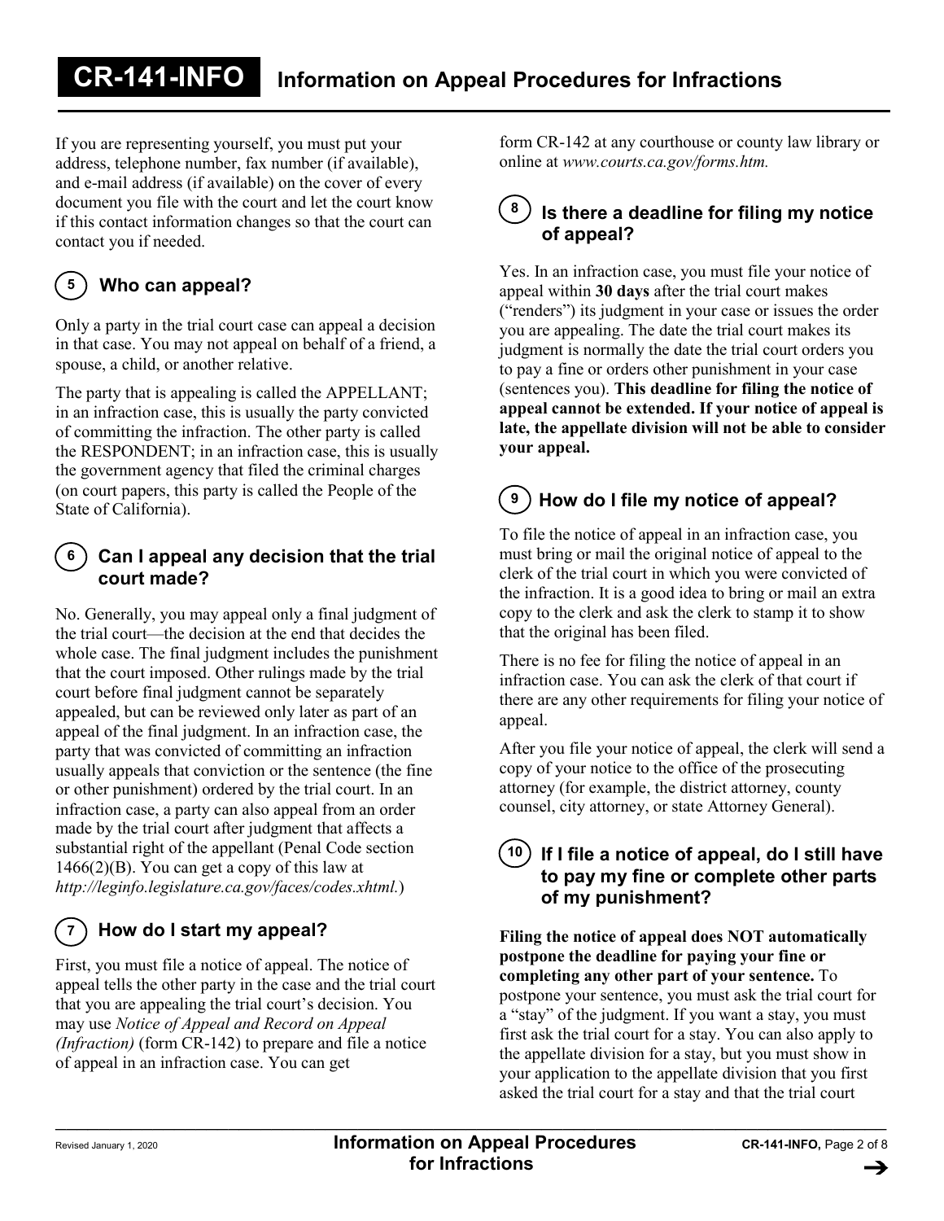If you are representing yourself, you must put your address, telephone number, fax number (if available), and e-mail address (if available) on the cover of every document you file with the court and let the court know if this contact information changes so that the court can contact you if needed.

## 5 Who can appeal?

Only a party in the trial court case can appeal a decision in that case. You may not appeal on behalf of a friend, a spouse, a child, or another relative.

The party that is appealing is called the APPELLANT; in an infraction case, this is usually the party convicted of committing the infraction. The other party is called the RESPONDENT; in an infraction case, this is usually the government agency that filed the criminal charges (on court papers, this party is called the People of the State of California).

## 6 Can I appeal any decision that the trial court made?

No. Generally, you may appeal only a final judgment of the trial court—the decision at the end that decides the whole case. The final judgment includes the punishment that the court imposed. Other rulings made by the trial court before final judgment cannot be separately appealed, but can be reviewed only later as part of an appeal of the final judgment. In an infraction case, the party that was convicted of committing an infraction usually appeals that conviction or the sentence (the fine or other punishment) ordered by the trial court. In an infraction case, a party can also appeal from an order made by the trial court after judgment that affects a substantial right of the appellant (Penal Code section 1466(2)(B). You can get a copy of this law at *http://leginfo.legislature.ca.gov/faces/codes.xhtml.*)

## 7 How do I start my appeal?

First, you must file a notice of appeal. The notice of appeal tells the other party in the case and the trial court that you are appealing the trial court's decision. You may use *Notice of Appeal and Record on Appeal (Infraction)* (form CR-142) to prepare and file a notice of appeal in an infraction case. You can get form CR-142 at any courthouse or county law library or online at *www.courts.ca.gov/forms.htm.*

## 8 Is there a deadline for filing my notice of appeal?

Yes. In an infraction case, you must file your notice of appeal within **30 days** after the trial court makes ("renders") its judgment in your case or issues the order you are appealing. The date the trial court makes its judgment is normally the date the trial court orders you to pay a fine or orders other punishment in your case (sentences you). **This deadline for filing the notice of appeal cannot be extended. If your notice of appeal is late, the appellate division will not be able to consider your appeal.**

## 9 How do I file my notice of appeal?

To file the notice of appeal in an infraction case, you must bring or mail the original notice of appeal to the clerk of the trial court in which you were convicted of the infraction. It is a good idea to bring or mail an extra copy to the clerk and ask the clerk to stamp it to show that the original has been filed.

There is no fee for filing the notice of appeal in an infraction case. You can ask the clerk of that court if there are any other requirements for filing your notice of appeal.

After you file your notice of appeal, the clerk will send a copy of your notice to the office of the prosecuting attorney (for example, the district attorney, county counsel, city attorney, or state Attorney General).

## 10 If I file a notice of appeal, do I still have to pay my fine or complete other parts of my punishment?

**Filing the notice of appeal does NOT automatically postpone the deadline for paying your fine or completing any other part of your sentence.** To postpone your sentence, you must ask the trial court for a "stay" of the judgment. If you want a stay, you must first ask the trial court for a stay. You can also apply to the appellate division for a stay, but you must show in your application to the appellate division that you first asked the trial court for a stay and that the trial court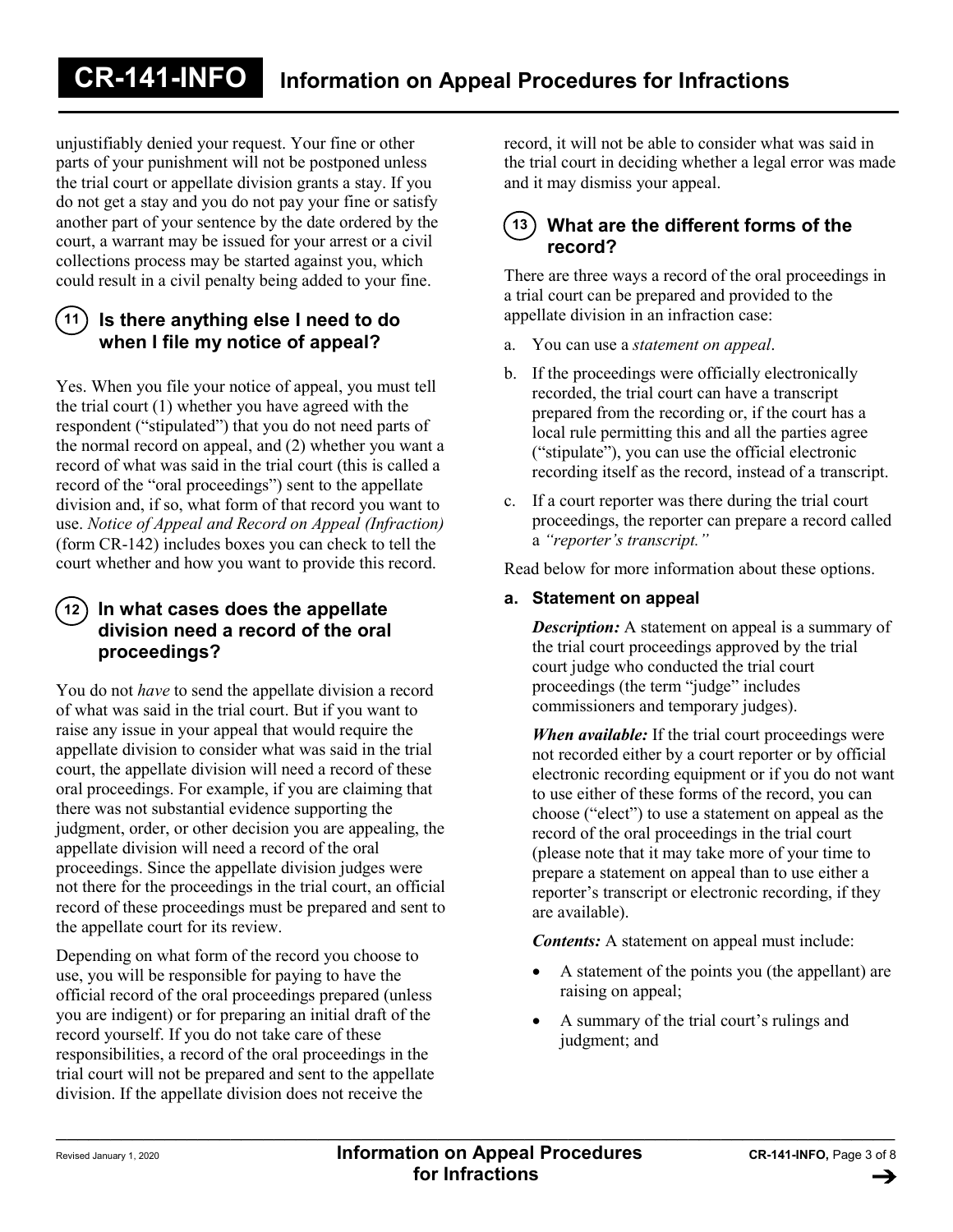unjustifiably denied your request. Your fine or other parts of your punishment will not be postponed unless the trial court or appellate division grants a stay. If you do not get a stay and you do not pay your fine or satisfy another part of your sentence by the date ordered by the court, a warrant may be issued for your arrest or a civil collections process may be started against you, which could result in a civil penalty being added to your fine.

## 11 Is there anything else I need to do when I file my notice of appeal?

Yes. When you file your notice of appeal, you must tell the trial court (1) whether you have agreed with the respondent ("stipulated") that you do not need parts of the normal record on appeal, and (2) whether you want a record of what was said in the trial court (this is called a record of the "oral proceedings") sent to the appellate division and, if so, what form of that record you want to use. *Notice of Appeal and Record on Appeal (Infraction)* (form CR-142) includes boxes you can check to tell the court whether and how you want to provide this record.

## 12 In what cases does the appellate division need a record of the oral proceedings?

You do not *have* to send the appellate division a record of what was said in the trial court. But if you want to raise any issue in your appeal that would require the appellate division to consider what was said in the trial court, the appellate division will need a record of these oral proceedings. For example, if you are claiming that there was not substantial evidence supporting the judgment, order, or other decision you are appealing, the appellate division will need a record of the oral proceedings. Since the appellate division judges were not there for the proceedings in the trial court, an official record of these proceedings must be prepared and sent to the appellate court for its review.

Depending on what form of the record you choose to use, you will be responsible for paying to have the official record of the oral proceedings prepared (unless you are indigent) or for preparing an initial draft of the record yourself. If you do not take care of these responsibilities, a record of the oral proceedings in the trial court will not be prepared and sent to the appellate division. If the appellate division does not receive the record, it will not be able to consider what was said in the trial court in deciding whether a legal error was made and it may dismiss your appeal.

## 13 What are the different forms of the record?

There are three ways a record of the oral proceedings in a trial court can be prepared and provided to the appellate division in an infraction case:

a. You can use a *statement on appeal*.

b. If the proceedings were officially electronically recorded, the trial court can have a transcript prepared from the recording or, if the court has a local rule permitting this and all the parties agree ("stipulate"), you can use the official electronic recording itself as the record, instead of a transcript.

c. If a court reporter was there during the trial court proceedings, the reporter can prepare a record called a *"reporter's transcript."*

Read below for more information about these options.

### a. Statement on appeal

***Description:*** A statement on appeal is a summary of the trial court proceedings approved by the trial court judge who conducted the trial court proceedings (the term "judge" includes commissioners and temporary judges).

***When available:*** If the trial court proceedings were not recorded either by a court reporter or by official electronic recording equipment or if you do not want to use either of these forms of the record, you can choose ("elect") to use a statement on appeal as the record of the oral proceedings in the trial court (please note that it may take more of your time to prepare a statement on appeal than to use either a reporter's transcript or electronic recording, if they are available).

***Contents:*** A statement on appeal must include:

- A statement of the points you (the appellant) are raising on appeal;
- A summary of the trial court's rulings and judgment; and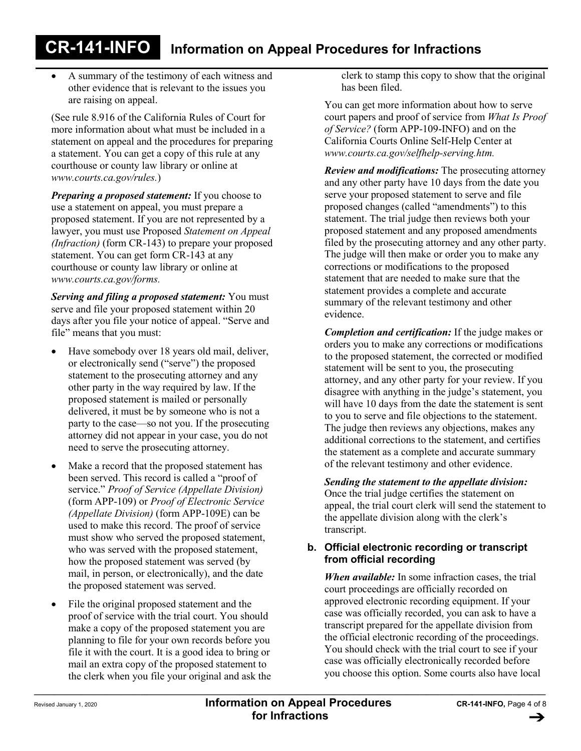- A summary of the testimony of each witness and other evidence that is relevant to the issues you are raising on appeal.

(See rule 8.916 of the California Rules of Court for more information about what must be included in a statement on appeal and the procedures for preparing a statement. You can get a copy of this rule at any courthouse or county law library or online at *www.courts.ca.gov/rules.*)

***Preparing a proposed statement:*** If you choose to use a statement on appeal, you must prepare a proposed statement. If you are not represented by a lawyer, you must use Proposed *Statement on Appeal (Infraction)* (form CR-143) to prepare your proposed statement. You can get form CR-143 at any courthouse or county law library or online at *www.courts.ca.gov/forms.*

***Serving and filing a proposed statement:*** You must serve and file your proposed statement within 20 days after you file your notice of appeal. "Serve and file" means that you must:

- Have somebody over 18 years old mail, deliver, or electronically send ("serve") the proposed statement to the prosecuting attorney and any other party in the way required by law. If the proposed statement is mailed or personally delivered, it must be by someone who is not a party to the case—so not you. If the prosecuting attorney did not appear in your case, you do not need to serve the prosecuting attorney.
- Make a record that the proposed statement has been served. This record is called a "proof of service." *Proof of Service (Appellate Division)* (form APP-109) or *Proof of Electronic Service (Appellate Division)* (form APP-109E) can be used to make this record. The proof of service must show who served the proposed statement, who was served with the proposed statement, how the proposed statement was served (by mail, in person, or electronically), and the date the proposed statement was served.
- File the original proposed statement and the proof of service with the trial court. You should make a copy of the proposed statement you are planning to file for your own records before you file it with the court. It is a good idea to bring or mail an extra copy of the proposed statement to the clerk when you file your original and ask the clerk to stamp this copy to show that the original has been filed.

You can get more information about how to serve court papers and proof of service from *What Is Proof of Service?* (form APP-109-INFO) and on the California Courts Online Self-Help Center at *www.courts.ca.gov/selfhelp-serving.htm.*

***Review and modifications:*** The prosecuting attorney and any other party have 10 days from the date you serve your proposed statement to serve and file proposed changes (called "amendments") to this statement. The trial judge then reviews both your proposed statement and any proposed amendments filed by the prosecuting attorney and any other party. The judge will then make or order you to make any corrections or modifications to the proposed statement that are needed to make sure that the statement provides a complete and accurate summary of the relevant testimony and other evidence.

***Completion and certification:*** If the judge makes or orders you to make any corrections or modifications to the proposed statement, the corrected or modified statement will be sent to you, the prosecuting attorney, and any other party for your review. If you disagree with anything in the judge's statement, you will have 10 days from the date the statement is sent to you to serve and file objections to the statement. The judge then reviews any objections, makes any additional corrections to the statement, and certifies the statement as a complete and accurate summary of the relevant testimony and other evidence.

***Sending the statement to the appellate division:*** Once the trial judge certifies the statement on appeal, the trial court clerk will send the statement to the appellate division along with the clerk's transcript.

**b. Official electronic recording or transcript from official recording**

***When available:*** In some infraction cases, the trial court proceedings are officially recorded on approved electronic recording equipment. If your case was officially recorded, you can ask to have a transcript prepared for the appellate division from the official electronic recording of the proceedings. You should check with the trial court to see if your case was officially electronically recorded before you choose this option. Some courts also have local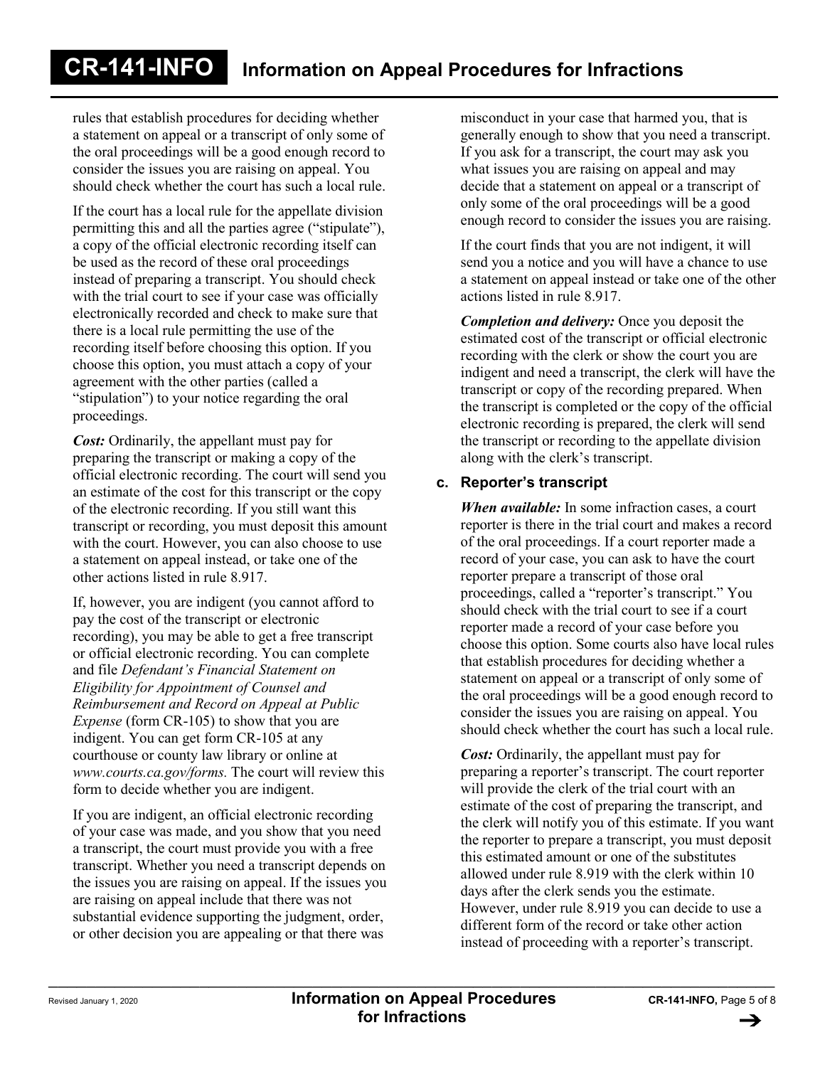rules that establish procedures for deciding whether a statement on appeal or a transcript of only some of the oral proceedings will be a good enough record to consider the issues you are raising on appeal. You should check whether the court has such a local rule.

If the court has a local rule for the appellate division permitting this and all the parties agree ("stipulate"), a copy of the official electronic recording itself can be used as the record of these oral proceedings instead of preparing a transcript. You should check with the trial court to see if your case was officially electronically recorded and check to make sure that there is a local rule permitting the use of the recording itself before choosing this option. If you choose this option, you must attach a copy of your agreement with the other parties (called a "stipulation") to your notice regarding the oral proceedings.

***Cost:*** Ordinarily, the appellant must pay for preparing the transcript or making a copy of the official electronic recording. The court will send you an estimate of the cost for this transcript or the copy of the electronic recording. If you still want this transcript or recording, you must deposit this amount with the court. However, you can also choose to use a statement on appeal instead, or take one of the other actions listed in rule 8.917.

If, however, you are indigent (you cannot afford to pay the cost of the transcript or electronic recording), you may be able to get a free transcript or official electronic recording. You can complete and file *Defendant's Financial Statement on Eligibility for Appointment of Counsel and Reimbursement and Record on Appeal at Public Expense* (form CR-105) to show that you are indigent. You can get form CR-105 at any courthouse or county law library or online at *www.courts.ca.gov/forms.* The court will review this form to decide whether you are indigent.

If you are indigent, an official electronic recording of your case was made, and you show that you need a transcript, the court must provide you with a free transcript. Whether you need a transcript depends on the issues you are raising on appeal. If the issues you are raising on appeal include that there was not substantial evidence supporting the judgment, order, or other decision you are appealing or that there was misconduct in your case that harmed you, that is generally enough to show that you need a transcript. If you ask for a transcript, the court may ask you what issues you are raising on appeal and may decide that a statement on appeal or a transcript of only some of the oral proceedings will be a good enough record to consider the issues you are raising.

If the court finds that you are not indigent, it will send you a notice and you will have a chance to use a statement on appeal instead or take one of the other actions listed in rule 8.917.

***Completion and delivery:*** Once you deposit the estimated cost of the transcript or official electronic recording with the clerk or show the court you are indigent and need a transcript, the clerk will have the transcript or copy of the recording prepared. When the transcript is completed or the copy of the official electronic recording is prepared, the clerk will send the transcript or recording to the appellate division along with the clerk's transcript.

### c. Reporter's transcript

***When available:*** In some infraction cases, a court reporter is there in the trial court and makes a record of the oral proceedings. If a court reporter made a record of your case, you can ask to have the court reporter prepare a transcript of those oral proceedings, called a "reporter's transcript." You should check with the trial court to see if a court reporter made a record of your case before you choose this option. Some courts also have local rules that establish procedures for deciding whether a statement on appeal or a transcript of only some of the oral proceedings will be a good enough record to consider the issues you are raising on appeal. You should check whether the court has such a local rule.

***Cost:*** Ordinarily, the appellant must pay for preparing a reporter's transcript. The court reporter will provide the clerk of the trial court with an estimate of the cost of preparing the transcript, and the clerk will notify you of this estimate. If you want the reporter to prepare a transcript, you must deposit this estimated amount or one of the substitutes allowed under rule 8.919 with the clerk within 10 days after the clerk sends you the estimate. However, under rule 8.919 you can decide to use a different form of the record or take other action instead of proceeding with a reporter's transcript.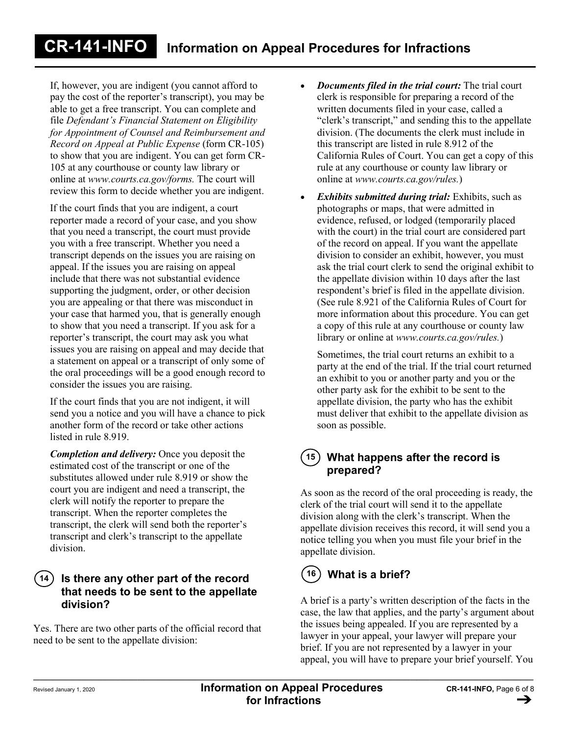If, however, you are indigent (you cannot afford to pay the cost of the reporter's transcript), you may be able to get a free transcript. You can complete and file *Defendant's Financial Statement on Eligibility for Appointment of Counsel and Reimbursement and Record on Appeal at Public Expense* (form CR-105) to show that you are indigent. You can get form CR-105 at any courthouse or county law library or online at *www.courts.ca.gov/forms.* The court will review this form to decide whether you are indigent.

If the court finds that you are indigent, a court reporter made a record of your case, and you show that you need a transcript, the court must provide you with a free transcript. Whether you need a transcript depends on the issues you are raising on appeal. If the issues you are raising on appeal include that there was not substantial evidence supporting the judgment, order, or other decision you are appealing or that there was misconduct in your case that harmed you, that is generally enough to show that you need a transcript. If you ask for a reporter's transcript, the court may ask you what issues you are raising on appeal and may decide that a statement on appeal or a transcript of only some of the oral proceedings will be a good enough record to consider the issues you are raising.

If the court finds that you are not indigent, it will send you a notice and you will have a chance to pick another form of the record or take other actions listed in rule 8.919.

***Completion and delivery:*** Once you deposit the estimated cost of the transcript or one of the substitutes allowed under rule 8.919 or show the court you are indigent and need a transcript, the clerk will notify the reporter to prepare the transcript. When the reporter completes the transcript, the clerk will send both the reporter's transcript and clerk's transcript to the appellate division.

## 14 Is there any other part of the record that needs to be sent to the appellate division?

Yes. There are two other parts of the official record that need to be sent to the appellate division:

- ***Documents filed in the trial court:*** The trial court clerk is responsible for preparing a record of the written documents filed in your case, called a "clerk's transcript," and sending this to the appellate division. (The documents the clerk must include in this transcript are listed in rule 8.912 of the California Rules of Court. You can get a copy of this rule at any courthouse or county law library or online at *www.courts.ca.gov/rules.*)
- ***Exhibits submitted during trial:*** Exhibits, such as photographs or maps, that were admitted in evidence, refused, or lodged (temporarily placed with the court) in the trial court are considered part of the record on appeal. If you want the appellate division to consider an exhibit, however, you must ask the trial court clerk to send the original exhibit to the appellate division within 10 days after the last respondent's brief is filed in the appellate division. (See rule 8.921 of the California Rules of Court for more information about this procedure. You can get a copy of this rule at any courthouse or county law library or online at *www.courts.ca.gov/rules.*)

  Sometimes, the trial court returns an exhibit to a party at the end of the trial. If the trial court returned an exhibit to you or another party and you or the other party ask for the exhibit to be sent to the appellate division, the party who has the exhibit must deliver that exhibit to the appellate division as soon as possible.

## 15 What happens after the record is prepared?

As soon as the record of the oral proceeding is ready, the clerk of the trial court will send it to the appellate division along with the clerk's transcript. When the appellate division receives this record, it will send you a notice telling you when you must file your brief in the appellate division.

## 16 What is a brief?

A brief is a party's written description of the facts in the case, the law that applies, and the party's argument about the issues being appealed. If you are represented by a lawyer in your appeal, your lawyer will prepare your brief. If you are not represented by a lawyer in your appeal, you will have to prepare your brief yourself. You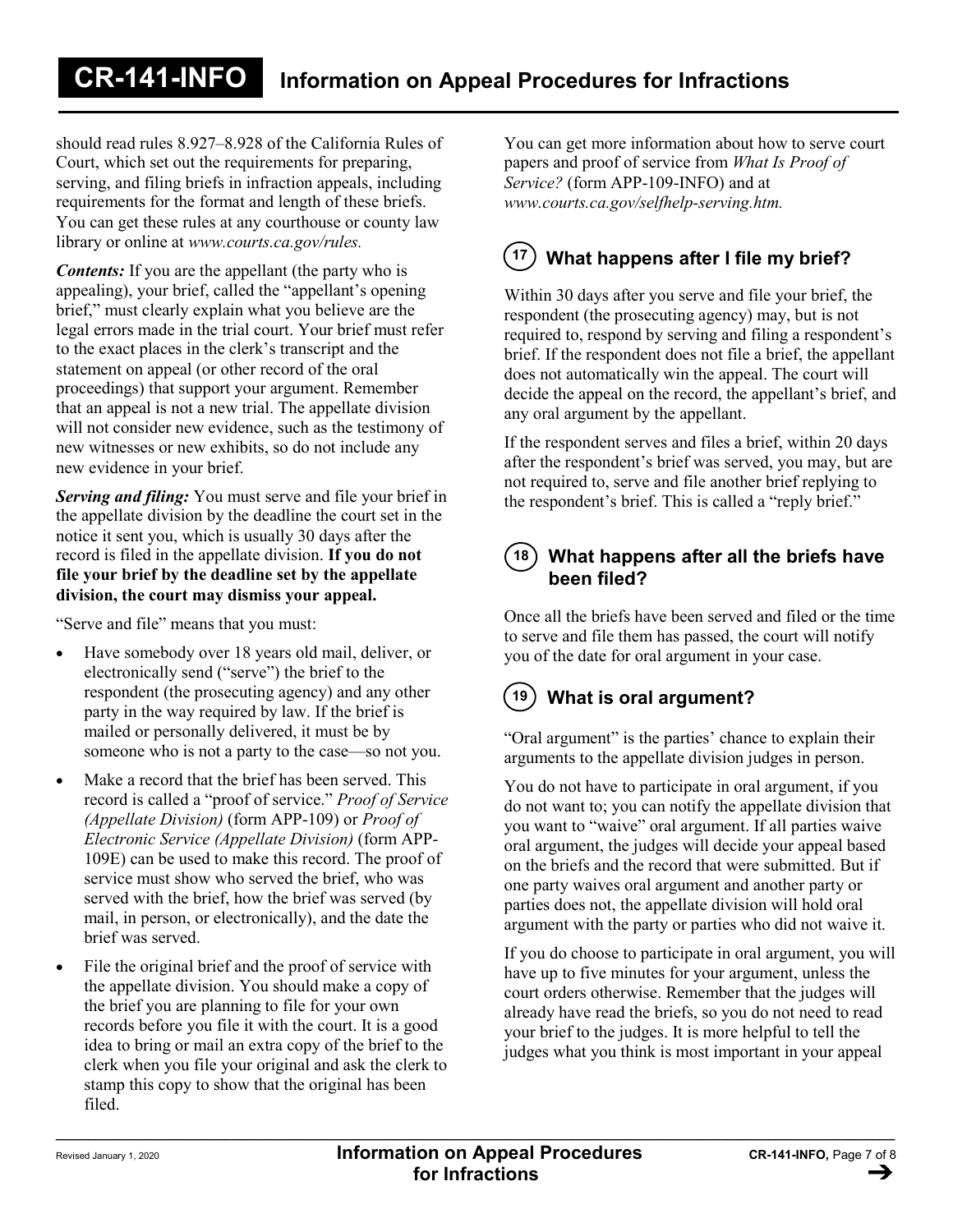should read rules 8.927–8.928 of the California Rules of Court, which set out the requirements for preparing, serving, and filing briefs in infraction appeals, including requirements for the format and length of these briefs. You can get these rules at any courthouse or county law library or online at *www.courts.ca.gov/rules.*

***Contents:*** If you are the appellant (the party who is appealing), your brief, called the "appellant's opening brief," must clearly explain what you believe are the legal errors made in the trial court. Your brief must refer to the exact places in the clerk's transcript and the statement on appeal (or other record of the oral proceedings) that support your argument. Remember that an appeal is not a new trial. The appellate division will not consider new evidence, such as the testimony of new witnesses or new exhibits, so do not include any new evidence in your brief.

***Serving and filing:*** You must serve and file your brief in the appellate division by the deadline the court set in the notice it sent you, which is usually 30 days after the record is filed in the appellate division. **If you do not file your brief by the deadline set by the appellate division, the court may dismiss your appeal.**

"Serve and file" means that you must:

- Have somebody over 18 years old mail, deliver, or electronically send ("serve") the brief to the respondent (the prosecuting agency) and any other party in the way required by law. If the brief is mailed or personally delivered, it must be by someone who is not a party to the case—so not you.
- Make a record that the brief has been served. This record is called a "proof of service." *Proof of Service (Appellate Division)* (form APP-109) or *Proof of Electronic Service (Appellate Division)* (form APP-109E) can be used to make this record. The proof of service must show who served the brief, who was served with the brief, how the brief was served (by mail, in person, or electronically), and the date the brief was served.
- File the original brief and the proof of service with the appellate division. You should make a copy of the brief you are planning to file for your own records before you file it with the court. It is a good idea to bring or mail an extra copy of the brief to the clerk when you file your original and ask the clerk to stamp this copy to show that the original has been filed.

You can get more information about how to serve court papers and proof of service from *What Is Proof of Service?* (form APP-109-INFO) and at *www.courts.ca.gov/selfhelp-serving.htm.*

## 17 What happens after I file my brief?

Within 30 days after you serve and file your brief, the respondent (the prosecuting agency) may, but is not required to, respond by serving and filing a respondent's brief. If the respondent does not file a brief, the appellant does not automatically win the appeal. The court will decide the appeal on the record, the appellant's brief, and any oral argument by the appellant.

If the respondent serves and files a brief, within 20 days after the respondent's brief was served, you may, but are not required to, serve and file another brief replying to the respondent's brief. This is called a "reply brief."

## 18 What happens after all the briefs have been filed?

Once all the briefs have been served and filed or the time to serve and file them has passed, the court will notify you of the date for oral argument in your case.

## 19 What is oral argument?

"Oral argument" is the parties' chance to explain their arguments to the appellate division judges in person.

You do not have to participate in oral argument, if you do not want to; you can notify the appellate division that you want to "waive" oral argument. If all parties waive oral argument, the judges will decide your appeal based on the briefs and the record that were submitted. But if one party waives oral argument and another party or parties does not, the appellate division will hold oral argument with the party or parties who did not waive it.

If you do choose to participate in oral argument, you will have up to five minutes for your argument, unless the court orders otherwise. Remember that the judges will already have read the briefs, so you do not need to read your brief to the judges. It is more helpful to tell the judges what you think is most important in your appeal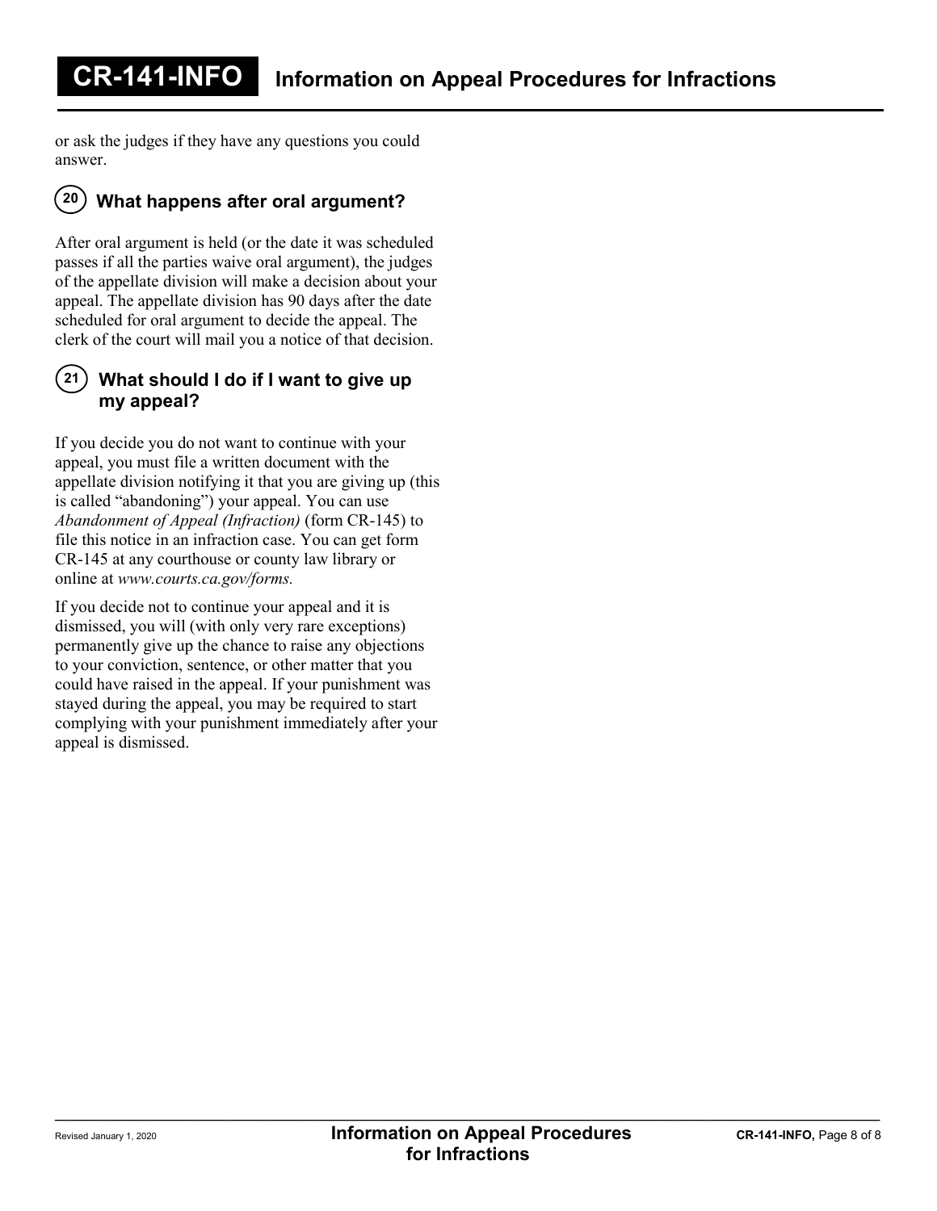or ask the judges if they have any questions you could answer.

## 20 What happens after oral argument?

After oral argument is held (or the date it was scheduled passes if all the parties waive oral argument), the judges of the appellate division will make a decision about your appeal. The appellate division has 90 days after the date scheduled for oral argument to decide the appeal. The clerk of the court will mail you a notice of that decision.

## 21 What should I do if I want to give up my appeal?

If you decide you do not want to continue with your appeal, you must file a written document with the appellate division notifying it that you are giving up (this is called "abandoning") your appeal. You can use *Abandonment of Appeal (Infraction)* (form CR-145) to file this notice in an infraction case. You can get form CR-145 at any courthouse or county law library or online at *www.courts.ca.gov/forms.*

If you decide not to continue your appeal and it is dismissed, you will (with only very rare exceptions) permanently give up the chance to raise any objections to your conviction, sentence, or other matter that you could have raised in the appeal. If your punishment was stayed during the appeal, you may be required to start complying with your punishment immediately after your appeal is dismissed.